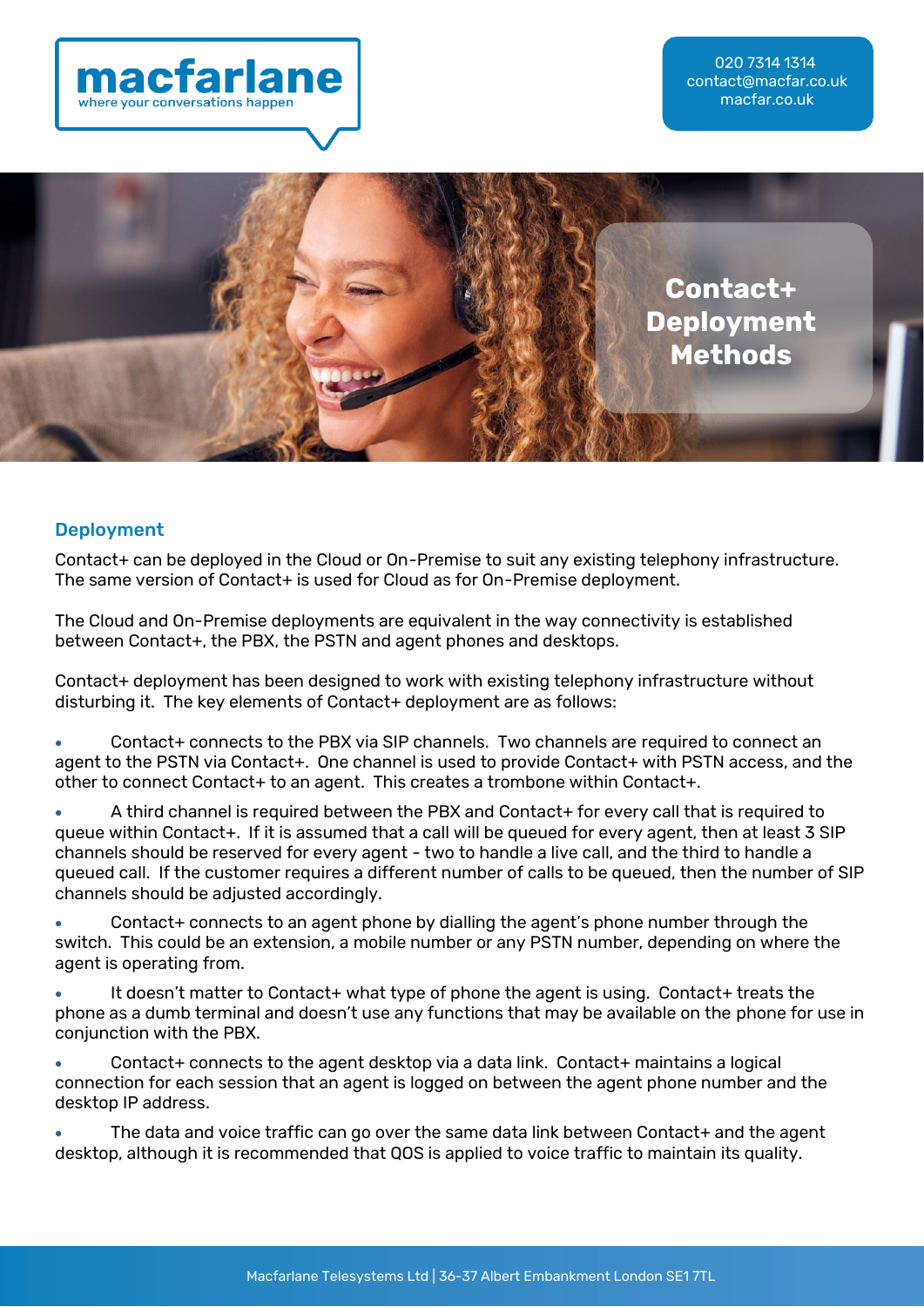macfarlane
where your conversations happen

020 7314 1314
contact@macfar.co.uk
macfar.co.uk

# Contact+ Deployment Methods

## Deployment

Contact+ can be deployed in the Cloud or On-Premise to suit any existing telephony infrastructure. The same version of Contact+ is used for Cloud as for On-Premise deployment.

The Cloud and On-Premise deployments are equivalent in the way connectivity is established between Contact+, the PBX, the PSTN and agent phones and desktops.

Contact+ deployment has been designed to work with existing telephony infrastructure without disturbing it. The key elements of Contact+ deployment are as follows:

- Contact+ connects to the PBX via SIP channels. Two channels are required to connect an agent to the PSTN via Contact+. One channel is used to provide Contact+ with PSTN access, and the other to connect Contact+ to an agent. This creates a trombone within Contact+.
- A third channel is required between the PBX and Contact+ for every call that is required to queue within Contact+. If it is assumed that a call will be queued for every agent, then at least 3 SIP channels should be reserved for every agent - two to handle a live call, and the third to handle a queued call. If the customer requires a different number of calls to be queued, then the number of SIP channels should be adjusted accordingly.
- Contact+ connects to an agent phone by dialling the agent's phone number through the switch. This could be an extension, a mobile number or any PSTN number, depending on where the agent is operating from.
- It doesn't matter to Contact+ what type of phone the agent is using. Contact+ treats the phone as a dumb terminal and doesn't use any functions that may be available on the phone for use in conjunction with the PBX.
- Contact+ connects to the agent desktop via a data link. Contact+ maintains a logical connection for each session that an agent is logged on between the agent phone number and the desktop IP address.
- The data and voice traffic can go over the same data link between Contact+ and the agent desktop, although it is recommended that QOS is applied to voice traffic to maintain its quality.

Macfarlane Telesystems Ltd | 36-37 Albert Embankment London SE1 7TL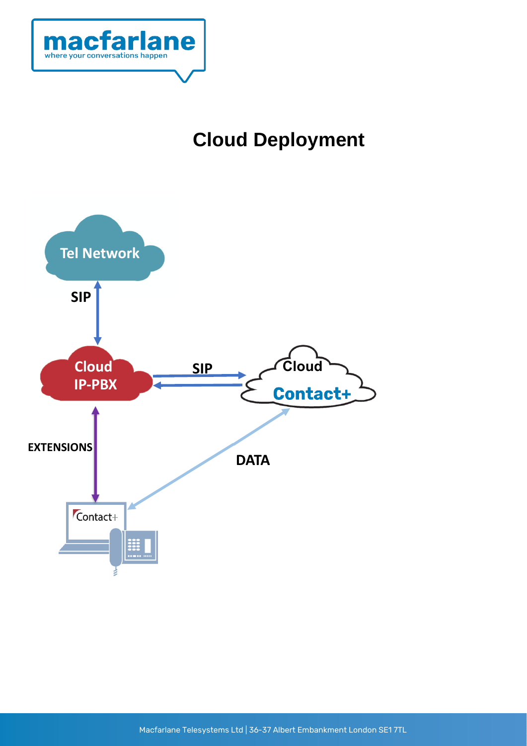# Cloud Deployment

Tel Network

SIP

Cloud IP-PBX

SIP

Cloud Contact+

EXTENSIONS

DATA

Contact+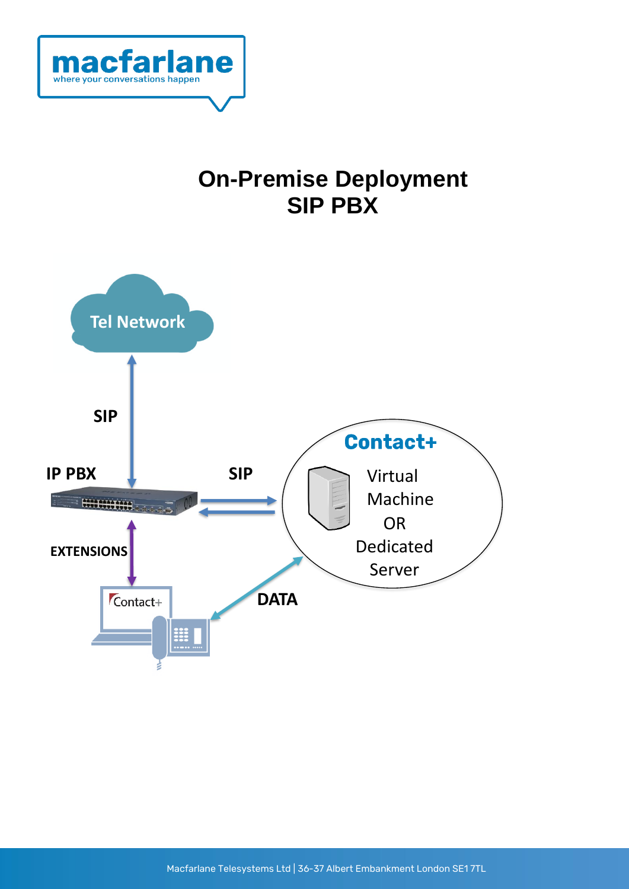# On-Premise Deployment
# SIP PBX

Tel Network

SIP

IP PBX

SIP

Contact+

Virtual Machine OR Dedicated Server

EXTENSIONS

Contact+

DATA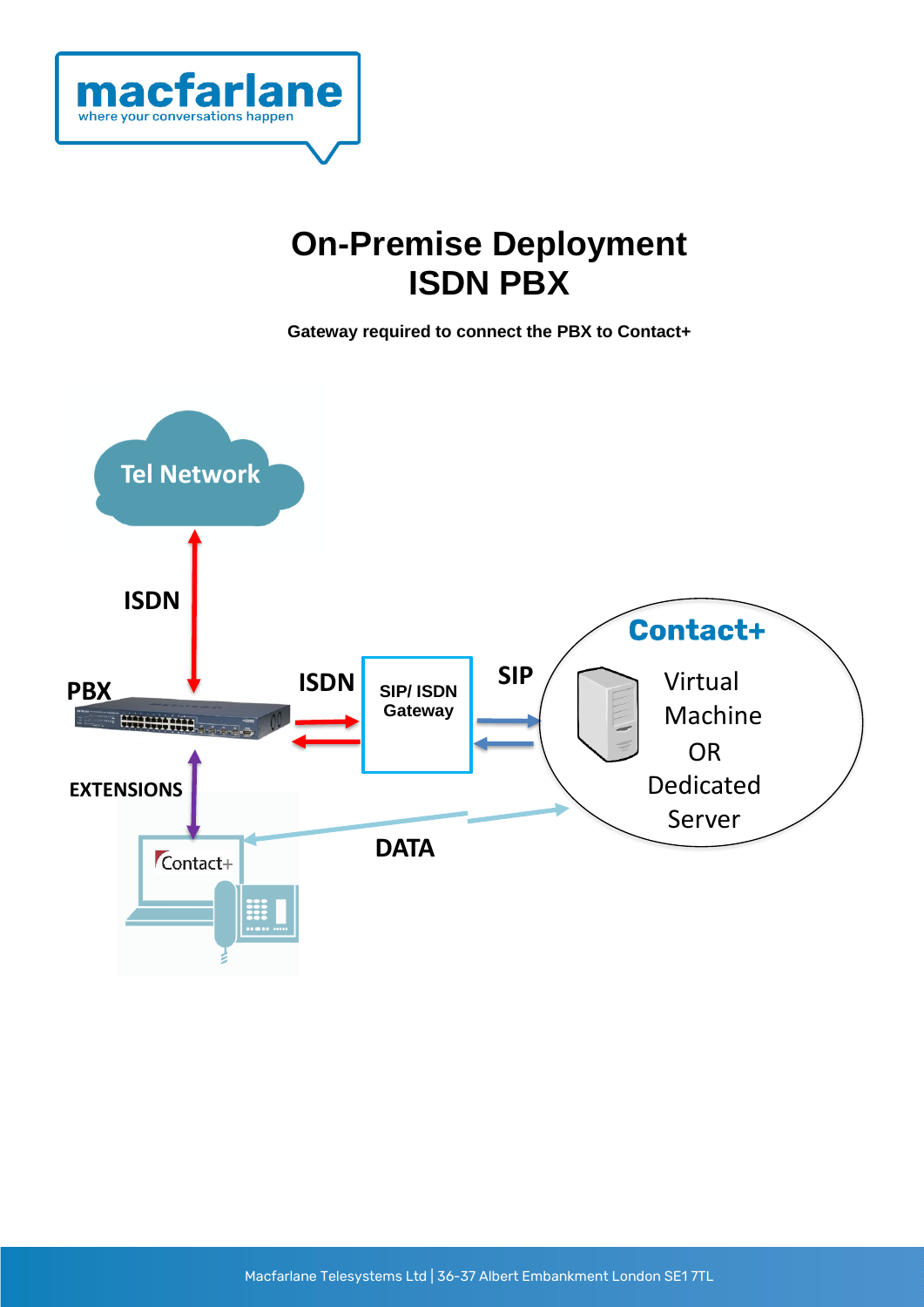# On-Premise Deployment
# ISDN PBX

**Gateway required to connect the PBX to Contact+**

Tel Network

ISDN

PBX

ISDN

SIP/ ISDN Gateway

SIP

Contact+

Virtual Machine OR Dedicated Server

EXTENSIONS

Contact+

DATA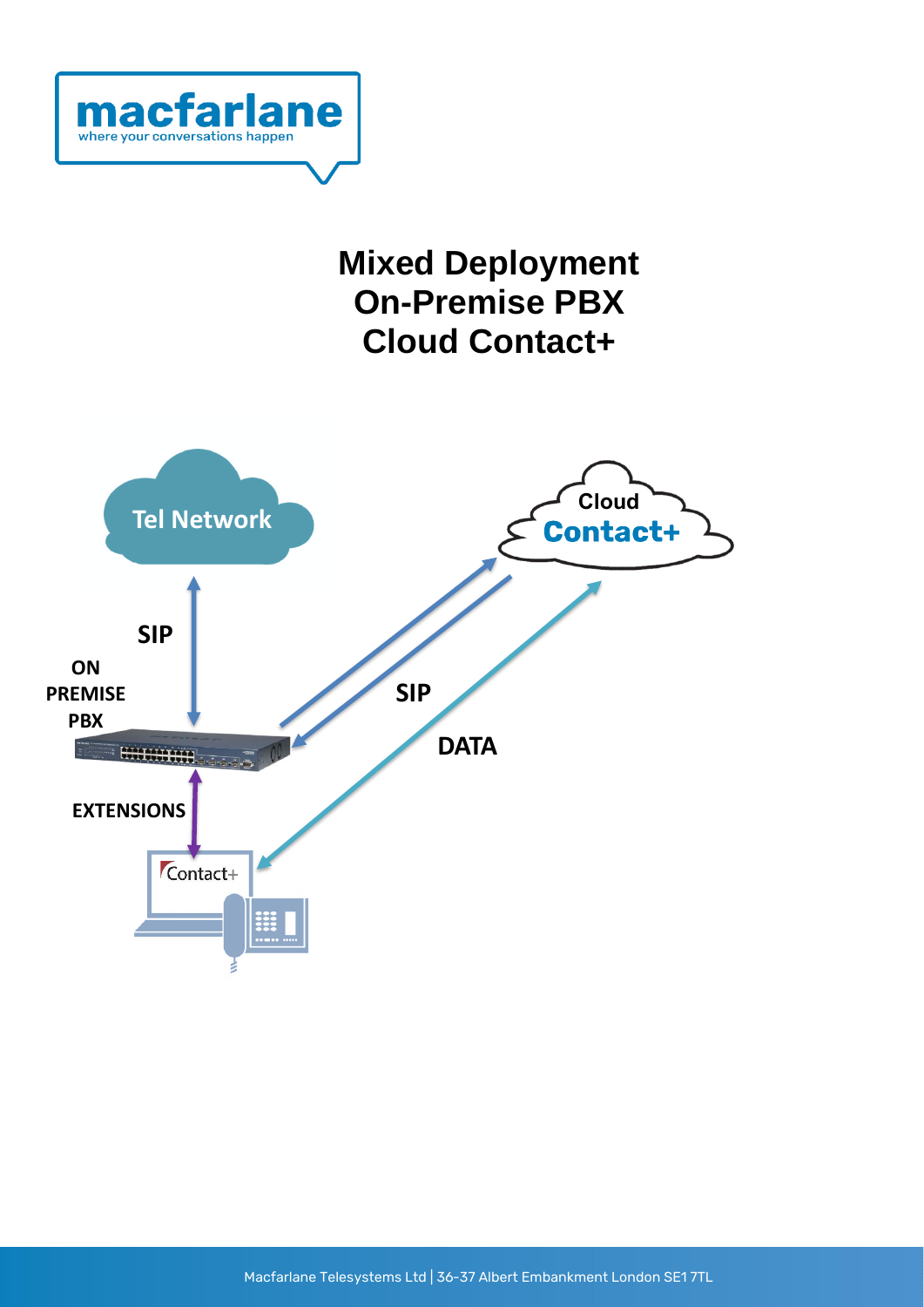# Mixed Deployment
# On-Premise PBX
# Cloud Contact+

Tel Network

Cloud
Contact+

SIP

ON
PREMISE
PBX

SIP

DATA

EXTENSIONS

Contact+